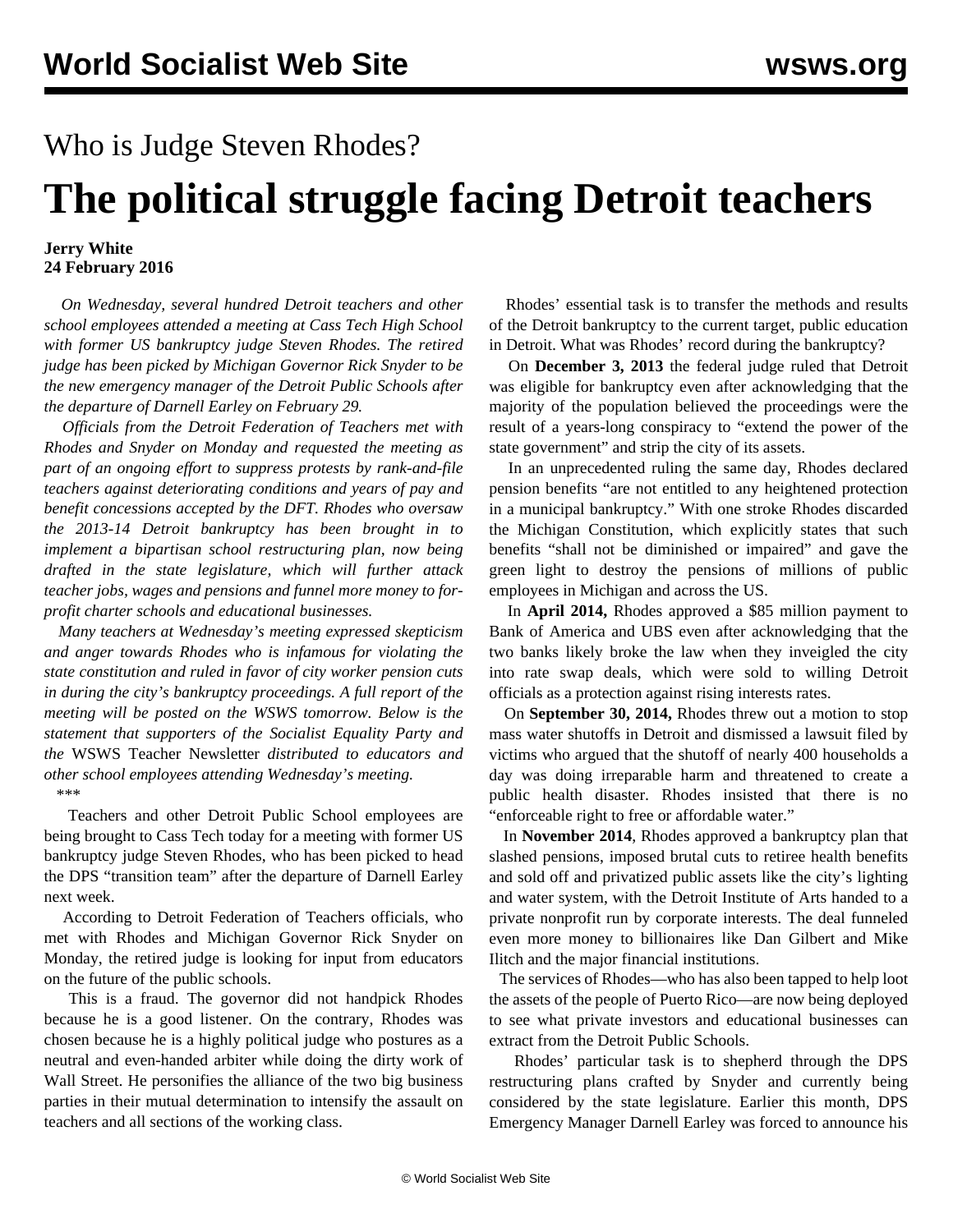# Who is Judge Steven Rhodes?

# The political struggle facing Detroit teachers

**Jerry White**
**24 February 2016**

*On Wednesday, several hundred Detroit teachers and other school employees attended a meeting at Cass Tech High School with former US bankruptcy judge Steven Rhodes. The retired judge has been picked by Michigan Governor Rick Snyder to be the new emergency manager of the Detroit Public Schools after the departure of Darnell Earley on February 29.*

*Officials from the Detroit Federation of Teachers met with Rhodes and Snyder on Monday and requested the meeting as part of an ongoing effort to suppress protests by rank-and-file teachers against deteriorating conditions and years of pay and benefit concessions accepted by the DFT. Rhodes who oversaw the 2013-14 Detroit bankruptcy has been brought in to implement a bipartisan school restructuring plan, now being drafted in the state legislature, which will further attack teacher jobs, wages and pensions and funnel more money to for-profit charter schools and educational businesses.*

*Many teachers at Wednesday's meeting expressed skepticism and anger towards Rhodes who is infamous for violating the state constitution and ruled in favor of city worker pension cuts in during the city's bankruptcy proceedings. A full report of the meeting will be posted on the WSWS tomorrow. Below is the statement that supporters of the Socialist Equality Party and the* WSWS Teacher Newsletter *distributed to educators and other school employees attending Wednesday's meeting.*

\*\*\*

Teachers and other Detroit Public School employees are being brought to Cass Tech today for a meeting with former US bankruptcy judge Steven Rhodes, who has been picked to head the DPS "transition team" after the departure of Darnell Earley next week.

According to Detroit Federation of Teachers officials, who met with Rhodes and Michigan Governor Rick Snyder on Monday, the retired judge is looking for input from educators on the future of the public schools.

This is a fraud. The governor did not handpick Rhodes because he is a good listener. On the contrary, Rhodes was chosen because he is a highly political judge who postures as a neutral and even-handed arbiter while doing the dirty work of Wall Street. He personifies the alliance of the two big business parties in their mutual determination to intensify the assault on teachers and all sections of the working class.

Rhodes' essential task is to transfer the methods and results of the Detroit bankruptcy to the current target, public education in Detroit. What was Rhodes' record during the bankruptcy?

On **December 3, 2013** the federal judge ruled that Detroit was eligible for bankruptcy even after acknowledging that the majority of the population believed the proceedings were the result of a years-long conspiracy to "extend the power of the state government" and strip the city of its assets.

In an unprecedented ruling the same day, Rhodes declared pension benefits "are not entitled to any heightened protection in a municipal bankruptcy." With one stroke Rhodes discarded the Michigan Constitution, which explicitly states that such benefits "shall not be diminished or impaired" and gave the green light to destroy the pensions of millions of public employees in Michigan and across the US.

In **April 2014,** Rhodes approved a $85 million payment to Bank of America and UBS even after acknowledging that the two banks likely broke the law when they inveigled the city into rate swap deals, which were sold to willing Detroit officials as a protection against rising interests rates.

On **September 30, 2014,** Rhodes threw out a motion to stop mass water shutoffs in Detroit and dismissed a lawsuit filed by victims who argued that the shutoff of nearly 400 households a day was doing irreparable harm and threatened to create a public health disaster. Rhodes insisted that there is no "enforceable right to free or affordable water."

In **November 2014**, Rhodes approved a bankruptcy plan that slashed pensions, imposed brutal cuts to retiree health benefits and sold off and privatized public assets like the city's lighting and water system, with the Detroit Institute of Arts handed to a private nonprofit run by corporate interests. The deal funneled even more money to billionaires like Dan Gilbert and Mike Ilitch and the major financial institutions.

The services of Rhodes—who has also been tapped to help loot the assets of the people of Puerto Rico—are now being deployed to see what private investors and educational businesses can extract from the Detroit Public Schools.

Rhodes' particular task is to shepherd through the DPS restructuring plans crafted by Snyder and currently being considered by the state legislature. Earlier this month, DPS Emergency Manager Darnell Earley was forced to announce his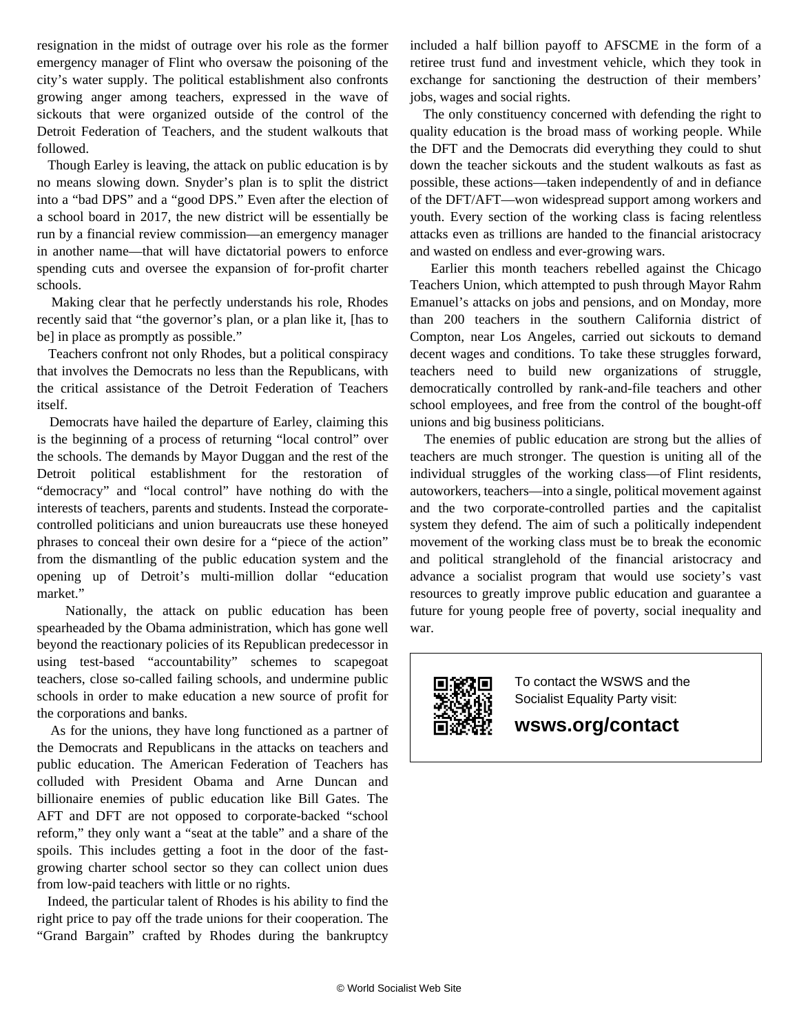resignation in the midst of outrage over his role as the former emergency manager of Flint who oversaw the poisoning of the city's water supply. The political establishment also confronts growing anger among teachers, expressed in the wave of sickouts that were organized outside of the control of the Detroit Federation of Teachers, and the student walkouts that followed.

Though Earley is leaving, the attack on public education is by no means slowing down. Snyder's plan is to split the district into a "bad DPS" and a "good DPS." Even after the election of a school board in 2017, the new district will be essentially be run by a financial review commission—an emergency manager in another name—that will have dictatorial powers to enforce spending cuts and oversee the expansion of for-profit charter schools.

Making clear that he perfectly understands his role, Rhodes recently said that "the governor's plan, or a plan like it, [has to be] in place as promptly as possible."

Teachers confront not only Rhodes, but a political conspiracy that involves the Democrats no less than the Republicans, with the critical assistance of the Detroit Federation of Teachers itself.

Democrats have hailed the departure of Earley, claiming this is the beginning of a process of returning "local control" over the schools. The demands by Mayor Duggan and the rest of the Detroit political establishment for the restoration of "democracy" and "local control" have nothing do with the interests of teachers, parents and students. Instead the corporate-controlled politicians and union bureaucrats use these honeyed phrases to conceal their own desire for a "piece of the action" from the dismantling of the public education system and the opening up of Detroit's multi-million dollar "education market."

Nationally, the attack on public education has been spearheaded by the Obama administration, which has gone well beyond the reactionary policies of its Republican predecessor in using test-based "accountability" schemes to scapegoat teachers, close so-called failing schools, and undermine public schools in order to make education a new source of profit for the corporations and banks.

As for the unions, they have long functioned as a partner of the Democrats and Republicans in the attacks on teachers and public education. The American Federation of Teachers has colluded with President Obama and Arne Duncan and billionaire enemies of public education like Bill Gates. The AFT and DFT are not opposed to corporate-backed "school reform," they only want a "seat at the table" and a share of the spoils. This includes getting a foot in the door of the fast-growing charter school sector so they can collect union dues from low-paid teachers with little or no rights.

Indeed, the particular talent of Rhodes is his ability to find the right price to pay off the trade unions for their cooperation. The "Grand Bargain" crafted by Rhodes during the bankruptcy included a half billion payoff to AFSCME in the form of a retiree trust fund and investment vehicle, which they took in exchange for sanctioning the destruction of their members' jobs, wages and social rights.

The only constituency concerned with defending the right to quality education is the broad mass of working people. While the DFT and the Democrats did everything they could to shut down the teacher sickouts and the student walkouts as fast as possible, these actions—taken independently of and in defiance of the DFT/AFT—won widespread support among workers and youth. Every section of the working class is facing relentless attacks even as trillions are handed to the financial aristocracy and wasted on endless and ever-growing wars.

Earlier this month teachers rebelled against the Chicago Teachers Union, which attempted to push through Mayor Rahm Emanuel's attacks on jobs and pensions, and on Monday, more than 200 teachers in the southern California district of Compton, near Los Angeles, carried out sickouts to demand decent wages and conditions. To take these struggles forward, teachers need to build new organizations of struggle, democratically controlled by rank-and-file teachers and other school employees, and free from the control of the bought-off unions and big business politicians.

The enemies of public education are strong but the allies of teachers are much stronger. The question is uniting all of the individual struggles of the working class—of Flint residents, autoworkers, teachers—into a single, political movement against and the two corporate-controlled parties and the capitalist system they defend. The aim of such a politically independent movement of the working class must be to break the economic and political stranglehold of the financial aristocracy and advance a socialist program that would use society's vast resources to greatly improve public education and guarantee a future for young people free of poverty, social inequality and war.

To contact the WSWS and the Socialist Equality Party visit:

**wsws.org/contact**